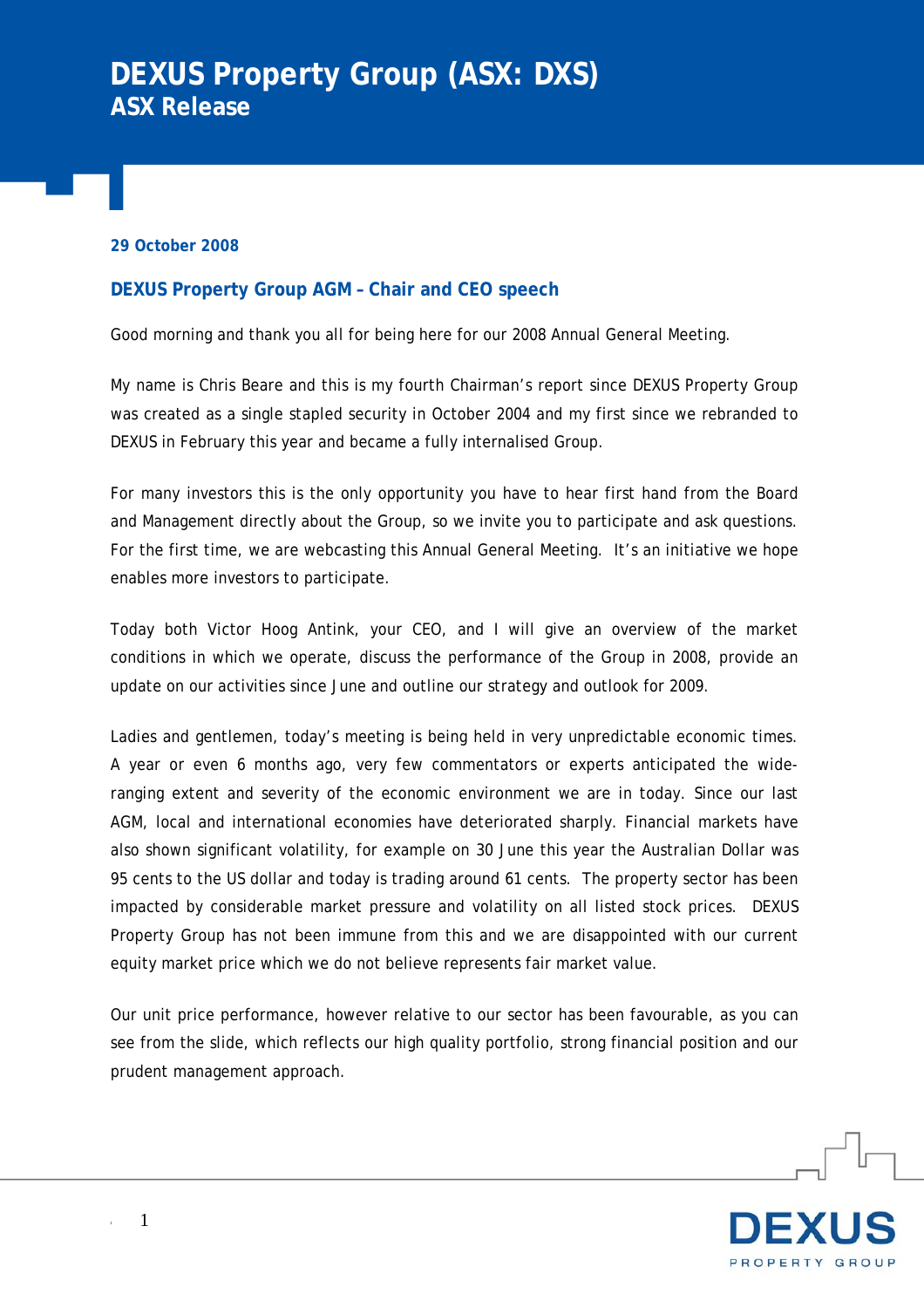# DEXUS Property Group (ASX: DXS)
## ASX Release

**29 October 2008**

### DEXUS Property Group AGM – Chair and CEO speech

Good morning and thank you all for being here for our 2008 Annual General Meeting.

My name is Chris Beare and this is my fourth Chairman's report since DEXUS Property Group was created as a single stapled security in October 2004 and my first since we rebranded to DEXUS in February this year and became a fully internalised Group.

For many investors this is the only opportunity you have to hear first hand from the Board and Management directly about the Group, so we invite you to participate and ask questions. For the first time, we are webcasting this Annual General Meeting. It's an initiative we hope enables more investors to participate.

Today both Victor Hoog Antink, your CEO, and I will give an overview of the market conditions in which we operate, discuss the performance of the Group in 2008, provide an update on our activities since June and outline our strategy and outlook for 2009.

Ladies and gentlemen, today's meeting is being held in very unpredictable economic times. A year or even 6 months ago, very few commentators or experts anticipated the wide-ranging extent and severity of the economic environment we are in today. Since our last AGM, local and international economies have deteriorated sharply. Financial markets have also shown significant volatility, for example on 30 June this year the Australian Dollar was 95 cents to the US dollar and today is trading around 61 cents. The property sector has been impacted by considerable market pressure and volatility on all listed stock prices. DEXUS Property Group has not been immune from this and we are disappointed with our current equity market price which we do not believe represents fair market value.

Our unit price performance, however relative to our sector has been favourable, as you can see from the slide, which reflects our high quality portfolio, strong financial position and our prudent management approach.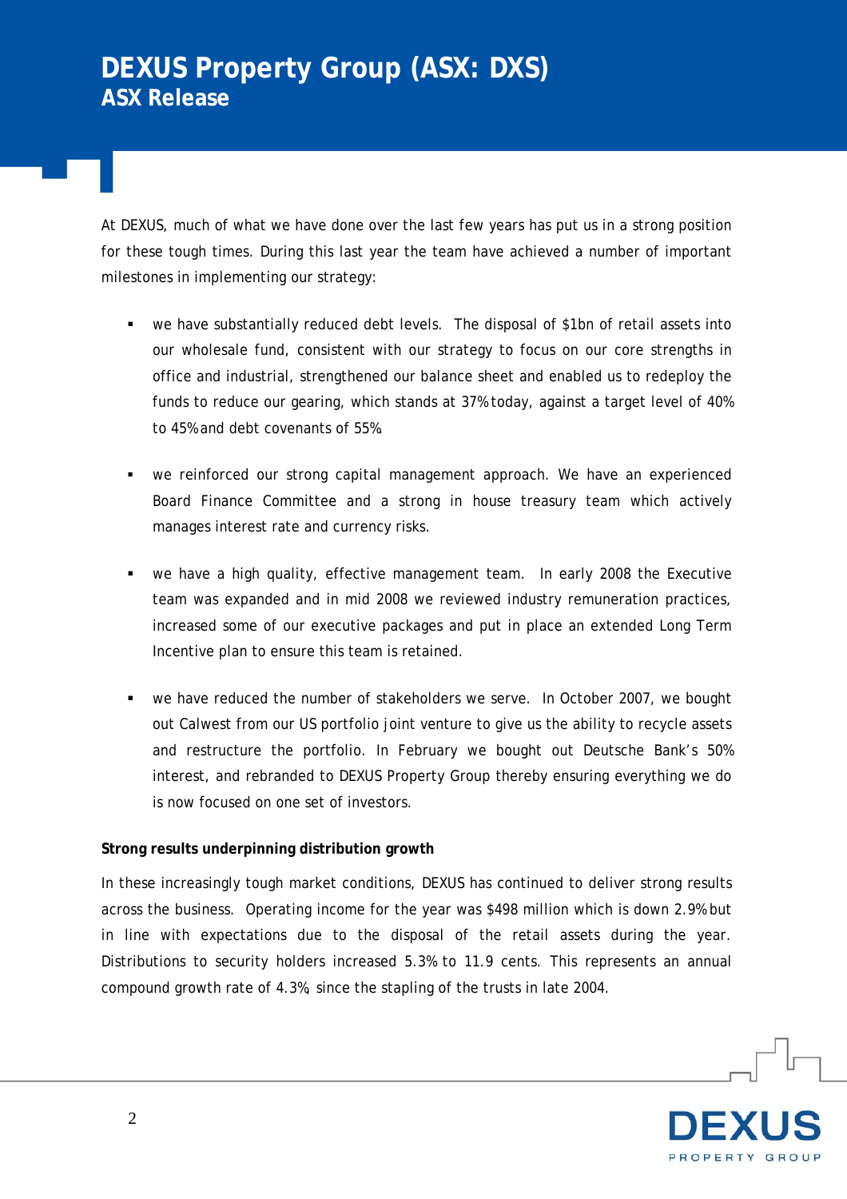At DEXUS, much of what we have done over the last few years has put us in a strong position for these tough times. During this last year the team have achieved a number of important milestones in implementing our strategy:

- we have substantially reduced debt levels. The disposal of $1bn of retail assets into our wholesale fund, consistent with our strategy to focus on our core strengths in office and industrial, strengthened our balance sheet and enabled us to redeploy the funds to reduce our gearing, which stands at 37% today, against a target level of 40% to 45% and debt covenants of 55%.

- we reinforced our strong capital management approach. We have an experienced Board Finance Committee and a strong in house treasury team which actively manages interest rate and currency risks.

- we have a high quality, effective management team. In early 2008 the Executive team was expanded and in mid 2008 we reviewed industry remuneration practices, increased some of our executive packages and put in place an extended Long Term Incentive plan to ensure this team is retained.

- we have reduced the number of stakeholders we serve. In October 2007, we bought out Calwest from our US portfolio joint venture to give us the ability to recycle assets and restructure the portfolio. In February we bought out Deutsche Bank's 50% interest, and rebranded to DEXUS Property Group thereby ensuring everything we do is now focused on one set of investors.

**Strong results underpinning distribution growth**

In these increasingly tough market conditions, DEXUS has continued to deliver strong results across the business. Operating income for the year was $498 million which is down 2.9% but in line with expectations due to the disposal of the retail assets during the year. Distributions to security holders increased 5.3% to 11.9 cents. This represents an annual compound growth rate of 4.3%, since the stapling of the trusts in late 2004.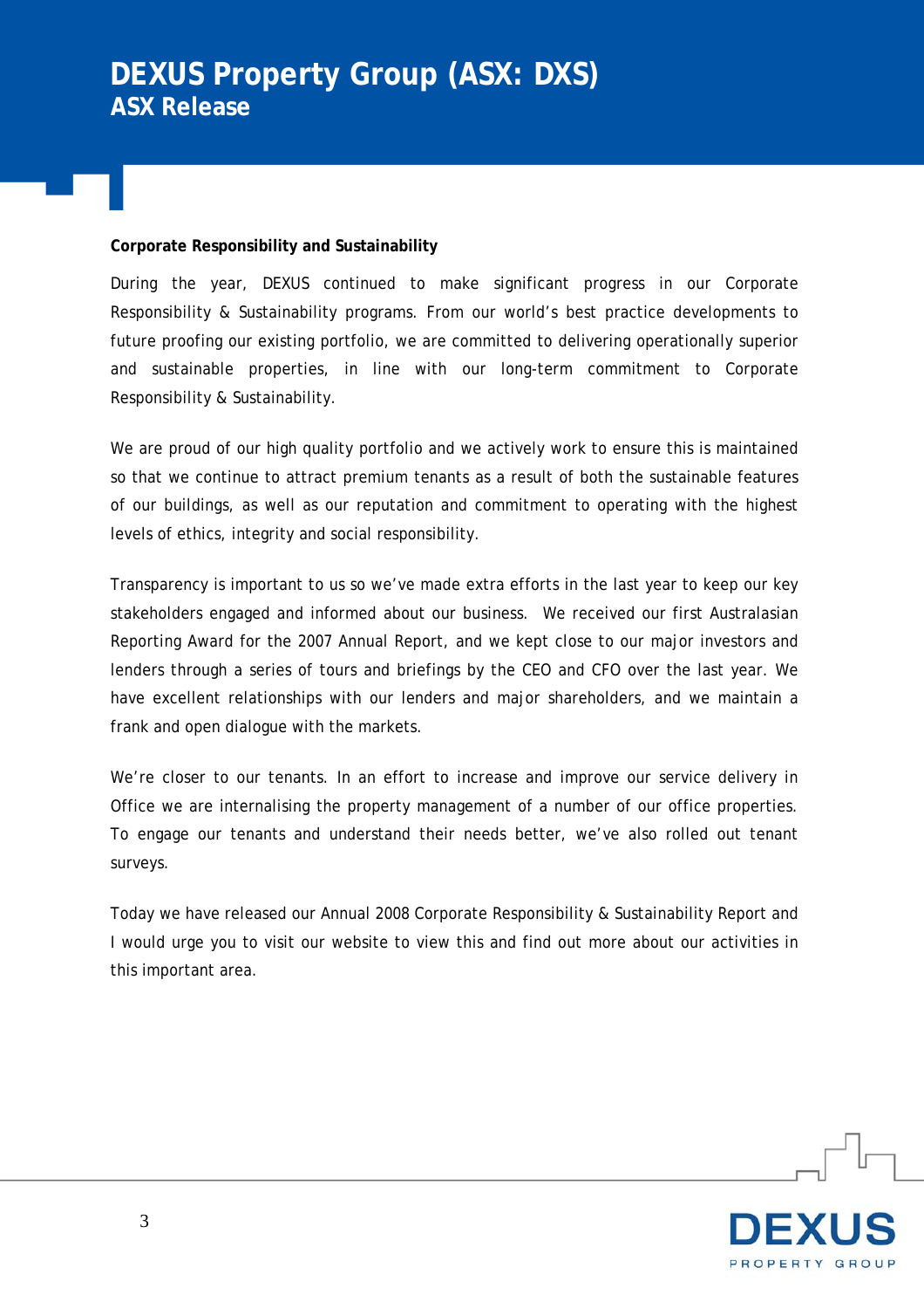**Corporate Responsibility and Sustainability**

During the year, DEXUS continued to make significant progress in our Corporate Responsibility & Sustainability programs. From our world's best practice developments to future proofing our existing portfolio, we are committed to delivering operationally superior and sustainable properties, in line with our long-term commitment to Corporate Responsibility & Sustainability.

We are proud of our high quality portfolio and we actively work to ensure this is maintained so that we continue to attract premium tenants as a result of both the sustainable features of our buildings, as well as our reputation and commitment to operating with the highest levels of ethics, integrity and social responsibility.

Transparency is important to us so we've made extra efforts in the last year to keep our key stakeholders engaged and informed about our business. We received our first Australasian Reporting Award for the 2007 Annual Report, and we kept close to our major investors and lenders through a series of tours and briefings by the CEO and CFO over the last year. We have excellent relationships with our lenders and major shareholders, and we maintain a frank and open dialogue with the markets.

We're closer to our tenants. In an effort to increase and improve our service delivery in Office we are internalising the property management of a number of our office properties. To engage our tenants and understand their needs better, we've also rolled out tenant surveys.

Today we have released our Annual 2008 Corporate Responsibility & Sustainability Report and I would urge you to visit our website to view this and find out more about our activities in this important area.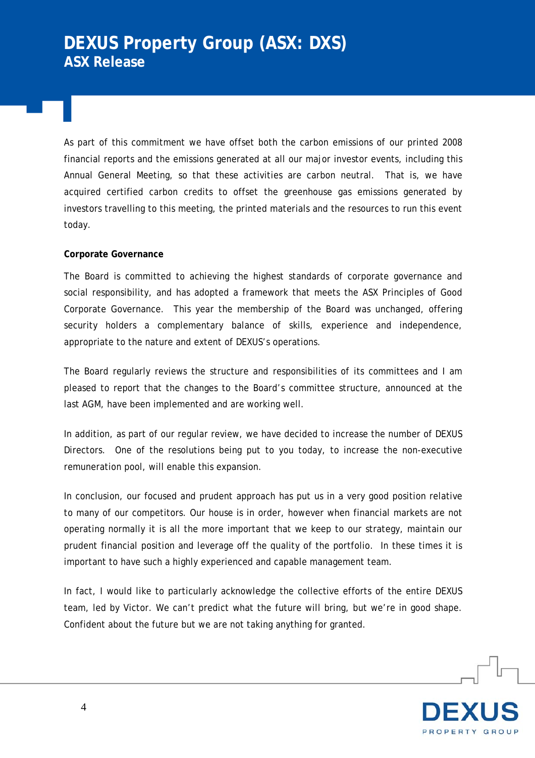As part of this commitment we have offset both the carbon emissions of our printed 2008 financial reports and the emissions generated at all our major investor events, including this Annual General Meeting, so that these activities are carbon neutral. That is, we have acquired certified carbon credits to offset the greenhouse gas emissions generated by investors travelling to this meeting, the printed materials and the resources to run this event today.

**Corporate Governance**

The Board is committed to achieving the highest standards of corporate governance and social responsibility, and has adopted a framework that meets the ASX Principles of Good Corporate Governance. This year the membership of the Board was unchanged, offering security holders a complementary balance of skills, experience and independence, appropriate to the nature and extent of DEXUS's operations.

The Board regularly reviews the structure and responsibilities of its committees and I am pleased to report that the changes to the Board's committee structure, announced at the last AGM, have been implemented and are working well.

In addition, as part of our regular review, we have decided to increase the number of DEXUS Directors. One of the resolutions being put to you today, to increase the non-executive remuneration pool, will enable this expansion.

In conclusion, our focused and prudent approach has put us in a very good position relative to many of our competitors. Our house is in order, however when financial markets are not operating normally it is all the more important that we keep to our strategy, maintain our prudent financial position and leverage off the quality of the portfolio. In these times it is important to have such a highly experienced and capable management team.

In fact, I would like to particularly acknowledge the collective efforts of the entire DEXUS team, led by Victor. We can't predict what the future will bring, but we're in good shape. Confident about the future but we are not taking anything for granted.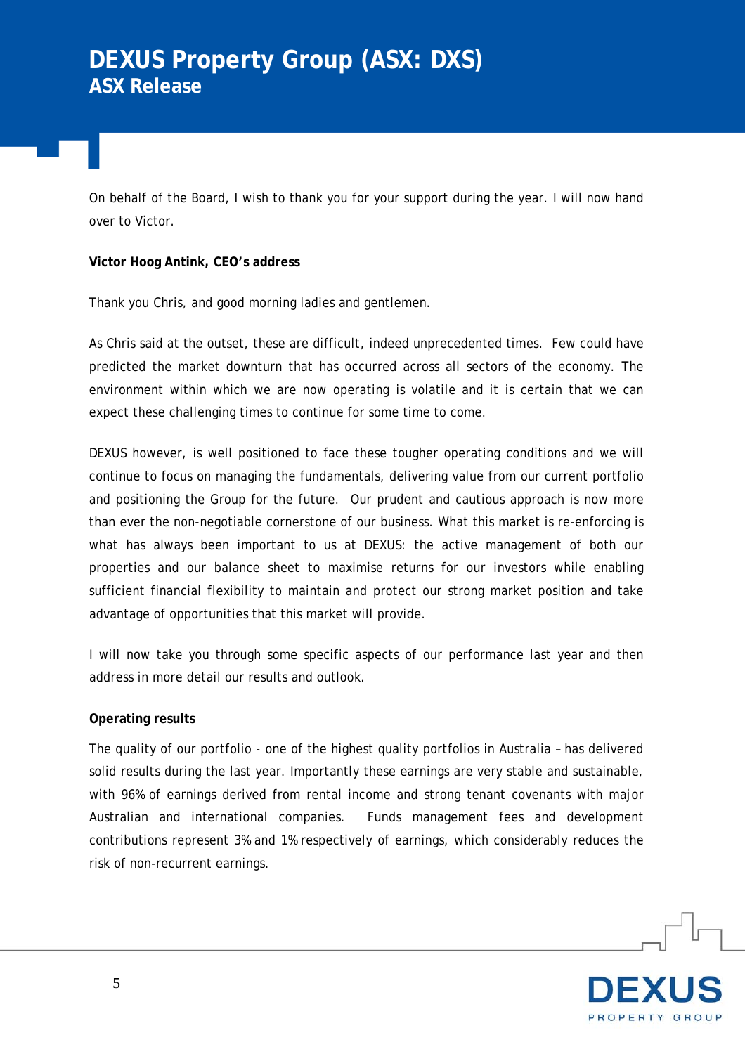On behalf of the Board, I wish to thank you for your support during the year. I will now hand over to Victor.

**Victor Hoog Antink, CEO's address**

Thank you Chris, and good morning ladies and gentlemen.

As Chris said at the outset, these are difficult, indeed unprecedented times. Few could have predicted the market downturn that has occurred across all sectors of the economy. The environment within which we are now operating is volatile and it is certain that we can expect these challenging times to continue for some time to come.

DEXUS however, is well positioned to face these tougher operating conditions and we will continue to focus on managing the fundamentals, delivering value from our current portfolio and positioning the Group for the future. Our prudent and cautious approach is now more than ever the non-negotiable cornerstone of our business. What this market is re-enforcing is what has always been important to us at DEXUS: the active management of both our properties and our balance sheet to maximise returns for our investors while enabling sufficient financial flexibility to maintain and protect our strong market position and take advantage of opportunities that this market will provide.

I will now take you through some specific aspects of our performance last year and then address in more detail our results and outlook.

**Operating results**

The quality of our portfolio - one of the highest quality portfolios in Australia – has delivered solid results during the last year. Importantly these earnings are very stable and sustainable, with 96% of earnings derived from rental income and strong tenant covenants with major Australian and international companies. Funds management fees and development contributions represent 3% and 1% respectively of earnings, which considerably reduces the risk of non-recurrent earnings.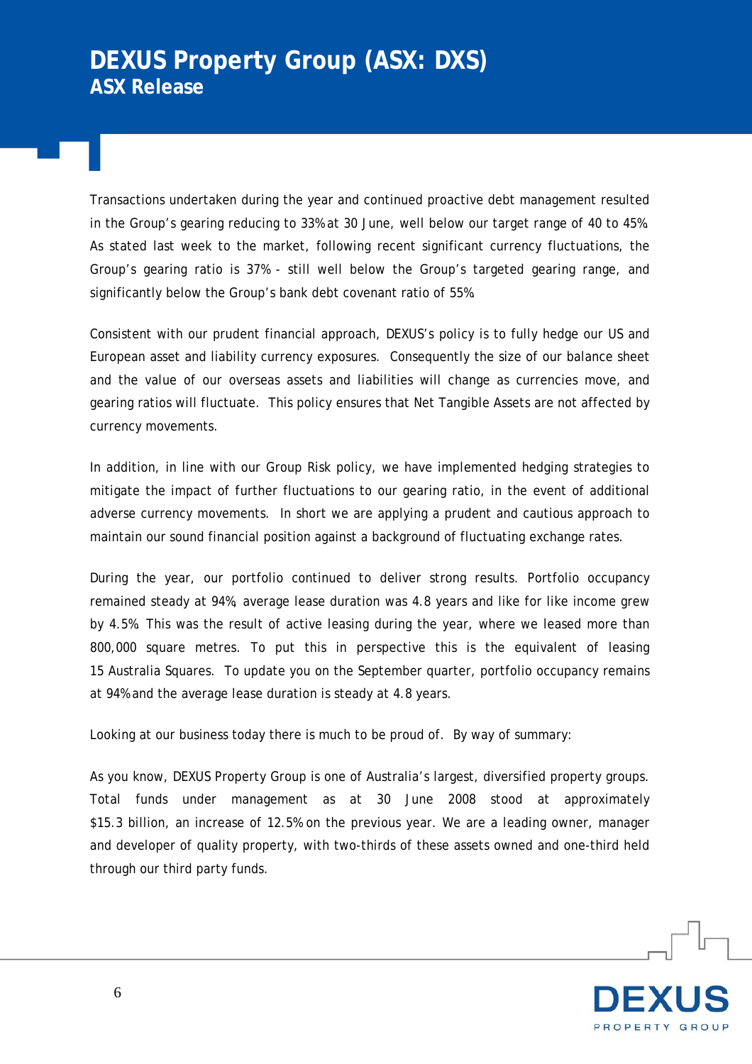Transactions undertaken during the year and continued proactive debt management resulted in the Group's gearing reducing to 33% at 30 June, well below our target range of 40 to 45%. As stated last week to the market, following recent significant currency fluctuations, the Group's gearing ratio is 37% - still well below the Group's targeted gearing range, and significantly below the Group's bank debt covenant ratio of 55%.

Consistent with our prudent financial approach, DEXUS's policy is to fully hedge our US and European asset and liability currency exposures. Consequently the size of our balance sheet and the value of our overseas assets and liabilities will change as currencies move, and gearing ratios will fluctuate. This policy ensures that Net Tangible Assets are not affected by currency movements.

In addition, in line with our Group Risk policy, we have implemented hedging strategies to mitigate the impact of further fluctuations to our gearing ratio, in the event of additional adverse currency movements. In short we are applying a prudent and cautious approach to maintain our sound financial position against a background of fluctuating exchange rates.

During the year, our portfolio continued to deliver strong results. Portfolio occupancy remained steady at 94%, average lease duration was 4.8 years and like for like income grew by 4.5%. This was the result of active leasing during the year, where we leased more than 800,000 square metres. To put this in perspective this is the equivalent of leasing 15 Australia Squares. To update you on the September quarter, portfolio occupancy remains at 94% and the average lease duration is steady at 4.8 years.

Looking at our business today there is much to be proud of. By way of summary:

As you know, DEXUS Property Group is one of Australia's largest, diversified property groups. Total funds under management as at 30 June 2008 stood at approximately $15.3 billion, an increase of 12.5% on the previous year. We are a leading owner, manager and developer of quality property, with two-thirds of these assets owned and one-third held through our third party funds.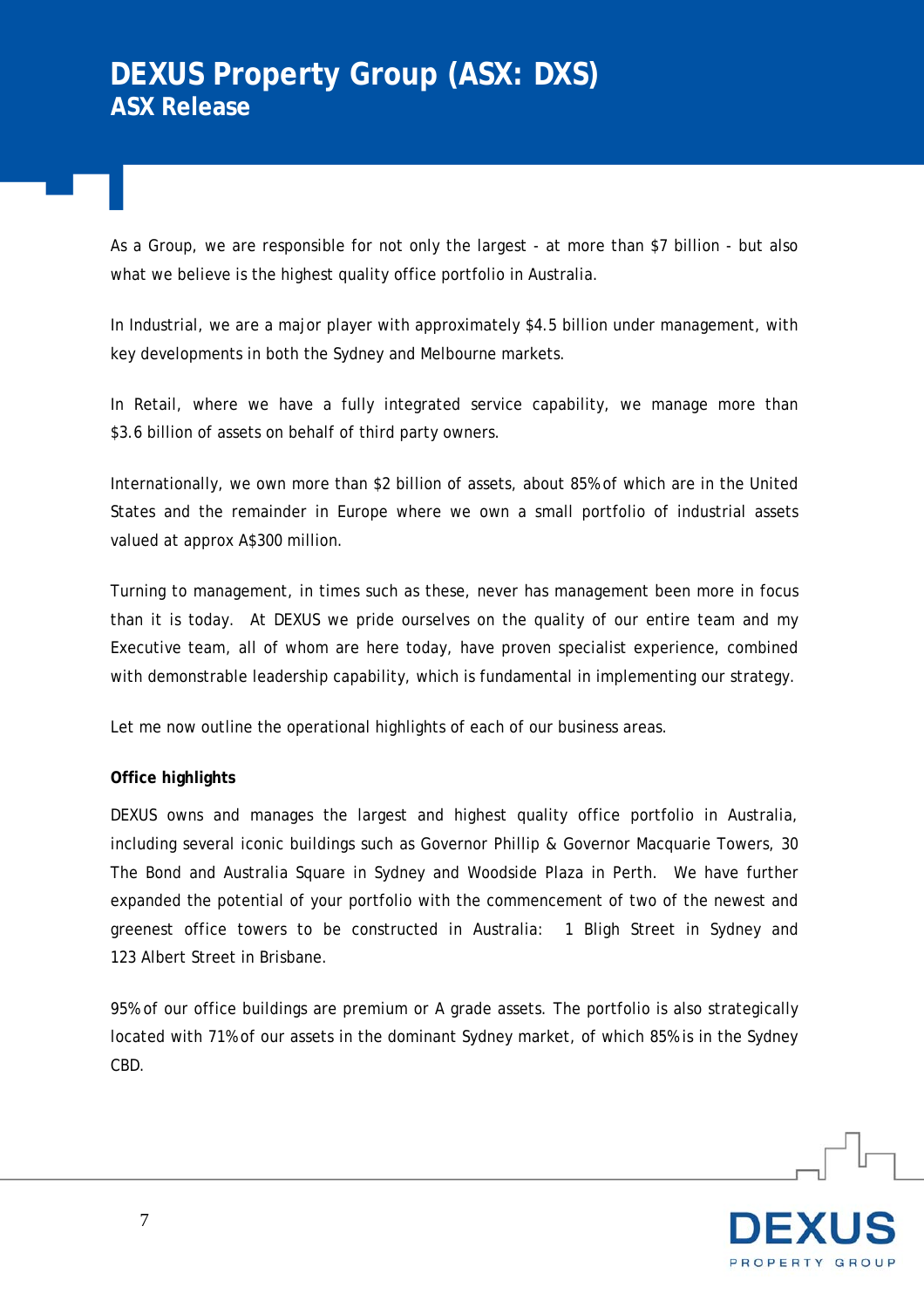As a Group, we are responsible for not only the largest - at more than $7 billion - but also what we believe is the highest quality office portfolio in Australia.

In Industrial, we are a major player with approximately $4.5 billion under management, with key developments in both the Sydney and Melbourne markets.

In Retail, where we have a fully integrated service capability, we manage more than $3.6 billion of assets on behalf of third party owners.

Internationally, we own more than $2 billion of assets, about 85% of which are in the United States and the remainder in Europe where we own a small portfolio of industrial assets valued at approx A$300 million.

Turning to management, in times such as these, never has management been more in focus than it is today. At DEXUS we pride ourselves on the quality of our entire team and my Executive team, all of whom are here today, have proven specialist experience, combined with demonstrable leadership capability, which is fundamental in implementing our strategy.

Let me now outline the operational highlights of each of our business areas.

**Office highlights**

DEXUS owns and manages the largest and highest quality office portfolio in Australia, including several iconic buildings such as Governor Phillip & Governor Macquarie Towers, 30 The Bond and Australia Square in Sydney and Woodside Plaza in Perth. We have further expanded the potential of your portfolio with the commencement of two of the newest and greenest office towers to be constructed in Australia: 1 Bligh Street in Sydney and 123 Albert Street in Brisbane.

95% of our office buildings are premium or A grade assets. The portfolio is also strategically located with 71% of our assets in the dominant Sydney market, of which 85% is in the Sydney CBD.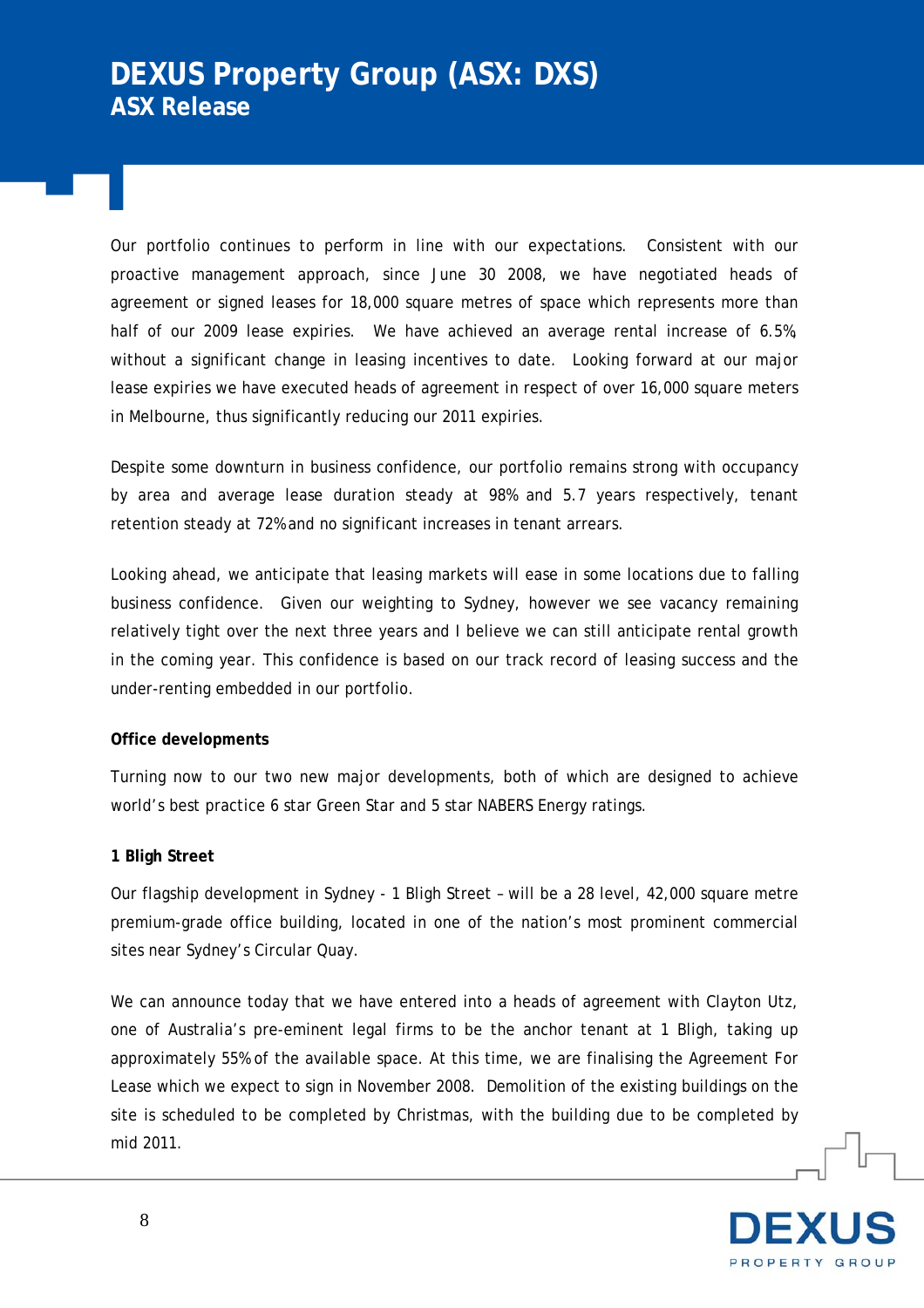Our portfolio continues to perform in line with our expectations. Consistent with our proactive management approach, since June 30 2008, we have negotiated heads of agreement or signed leases for 18,000 square metres of space which represents more than half of our 2009 lease expiries. We have achieved an average rental increase of 6.5% without a significant change in leasing incentives to date. Looking forward at our major lease expiries we have executed heads of agreement in respect of over 16,000 square meters in Melbourne, thus significantly reducing our 2011 expiries.

Despite some downturn in business confidence, our portfolio remains strong with occupancy by area and average lease duration steady at 98% and 5.7 years respectively, tenant retention steady at 72% and no significant increases in tenant arrears.

Looking ahead, we anticipate that leasing markets will ease in some locations due to falling business confidence. Given our weighting to Sydney, however we see vacancy remaining relatively tight over the next three years and I believe we can still anticipate rental growth in the coming year. This confidence is based on our track record of leasing success and the under-renting embedded in our portfolio.

**Office developments**

Turning now to our two new major developments, both of which are designed to achieve world's best practice 6 star Green Star and 5 star NABERS Energy ratings.

**1 Bligh Street**

Our flagship development in Sydney - 1 Bligh Street – will be a 28 level, 42,000 square metre premium-grade office building, located in one of the nation's most prominent commercial sites near Sydney's Circular Quay.

We can announce today that we have entered into a heads of agreement with Clayton Utz, one of Australia's pre-eminent legal firms to be the anchor tenant at 1 Bligh, taking up approximately 55% of the available space. At this time, we are finalising the Agreement For Lease which we expect to sign in November 2008. Demolition of the existing buildings on the site is scheduled to be completed by Christmas, with the building due to be completed by mid 2011.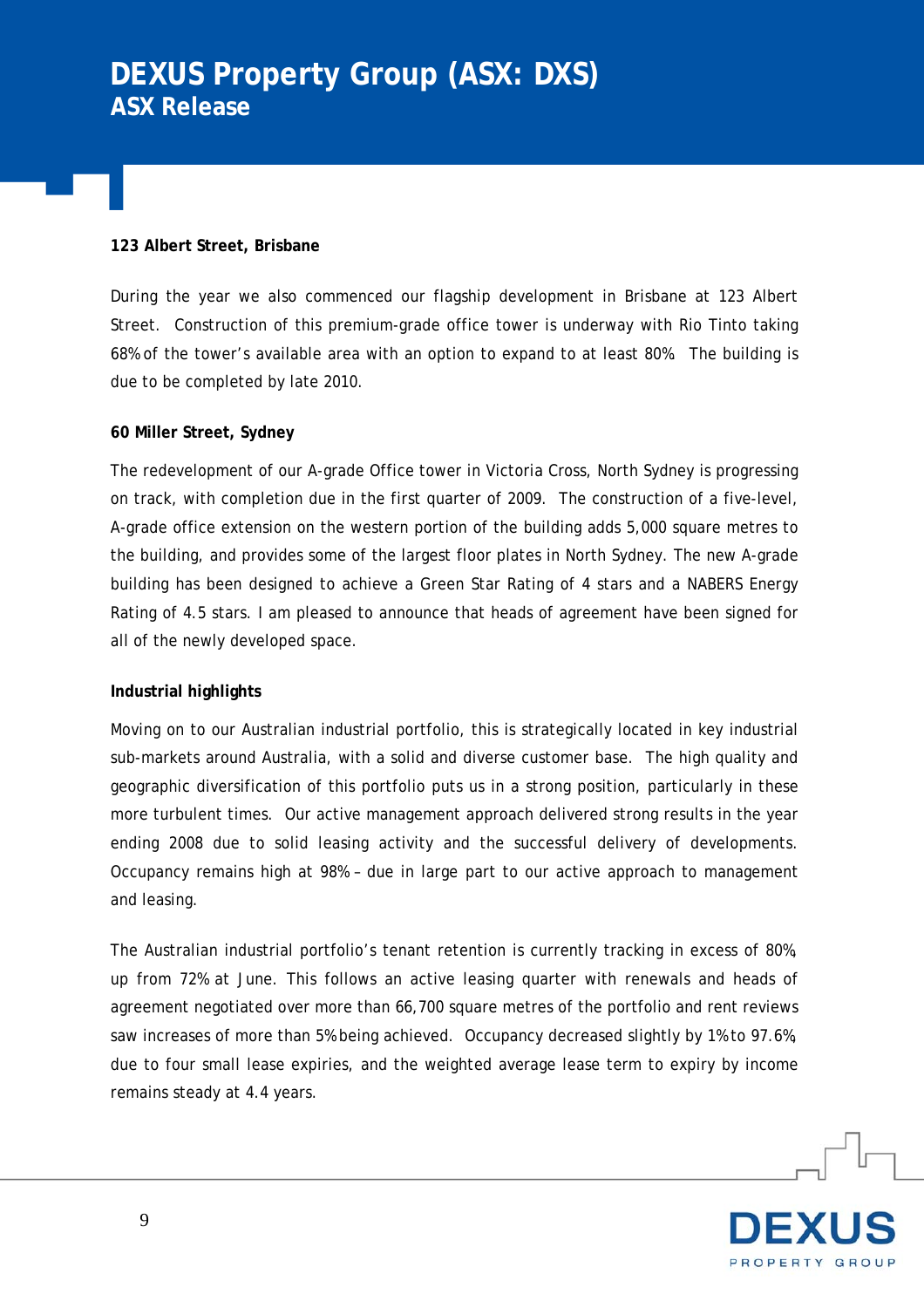**123 Albert Street, Brisbane**

During the year we also commenced our flagship development in Brisbane at 123 Albert Street. Construction of this premium-grade office tower is underway with Rio Tinto taking 68% of the tower's available area with an option to expand to at least 80%. The building is due to be completed by late 2010.

**60 Miller Street, Sydney**

The redevelopment of our A-grade Office tower in Victoria Cross, North Sydney is progressing on track, with completion due in the first quarter of 2009. The construction of a five-level, A-grade office extension on the western portion of the building adds 5,000 square metres to the building, and provides some of the largest floor plates in North Sydney. The new A-grade building has been designed to achieve a Green Star Rating of 4 stars and a NABERS Energy Rating of 4.5 stars. I am pleased to announce that heads of agreement have been signed for all of the newly developed space.

**Industrial highlights**

Moving on to our Australian industrial portfolio, this is strategically located in key industrial sub-markets around Australia, with a solid and diverse customer base. The high quality and geographic diversification of this portfolio puts us in a strong position, particularly in these more turbulent times. Our active management approach delivered strong results in the year ending 2008 due to solid leasing activity and the successful delivery of developments. Occupancy remains high at 98% – due in large part to our active approach to management and leasing.

The Australian industrial portfolio's tenant retention is currently tracking in excess of 80%, up from 72% at June. This follows an active leasing quarter with renewals and heads of agreement negotiated over more than 66,700 square metres of the portfolio and rent reviews saw increases of more than 5% being achieved. Occupancy decreased slightly by 1% to 97.6%, due to four small lease expiries, and the weighted average lease term to expiry by income remains steady at 4.4 years.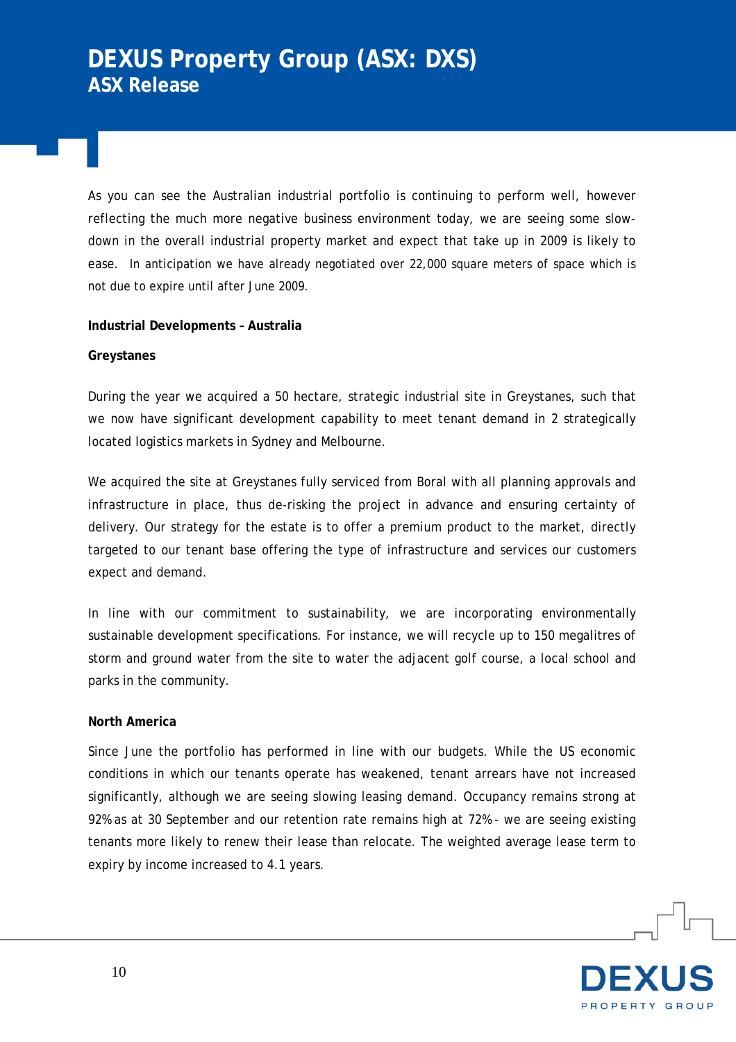As you can see the Australian industrial portfolio is continuing to perform well, however reflecting the much more negative business environment today, we are seeing some slow-down in the overall industrial property market and expect that take up in 2009 is likely to ease. In anticipation we have already negotiated over 22,000 square meters of space which is not due to expire until after June 2009.

**Industrial Developments – Australia**

**Greystanes**

During the year we acquired a 50 hectare, strategic industrial site in Greystanes, such that we now have significant development capability to meet tenant demand in 2 strategically located logistics markets in Sydney and Melbourne.

We acquired the site at Greystanes fully serviced from Boral with all planning approvals and infrastructure in place, thus de-risking the project in advance and ensuring certainty of delivery. Our strategy for the estate is to offer a premium product to the market, directly targeted to our tenant base offering the type of infrastructure and services our customers expect and demand.

In line with our commitment to sustainability, we are incorporating environmentally sustainable development specifications. For instance, we will recycle up to 150 megalitres of storm and ground water from the site to water the adjacent golf course, a local school and parks in the community.

**North America**

Since June the portfolio has performed in line with our budgets. While the US economic conditions in which our tenants operate has weakened, tenant arrears have not increased significantly, although we are seeing slowing leasing demand. Occupancy remains strong at 92% as at 30 September and our retention rate remains high at 72% - we are seeing existing tenants more likely to renew their lease than relocate. The weighted average lease term to expiry by income increased to 4.1 years.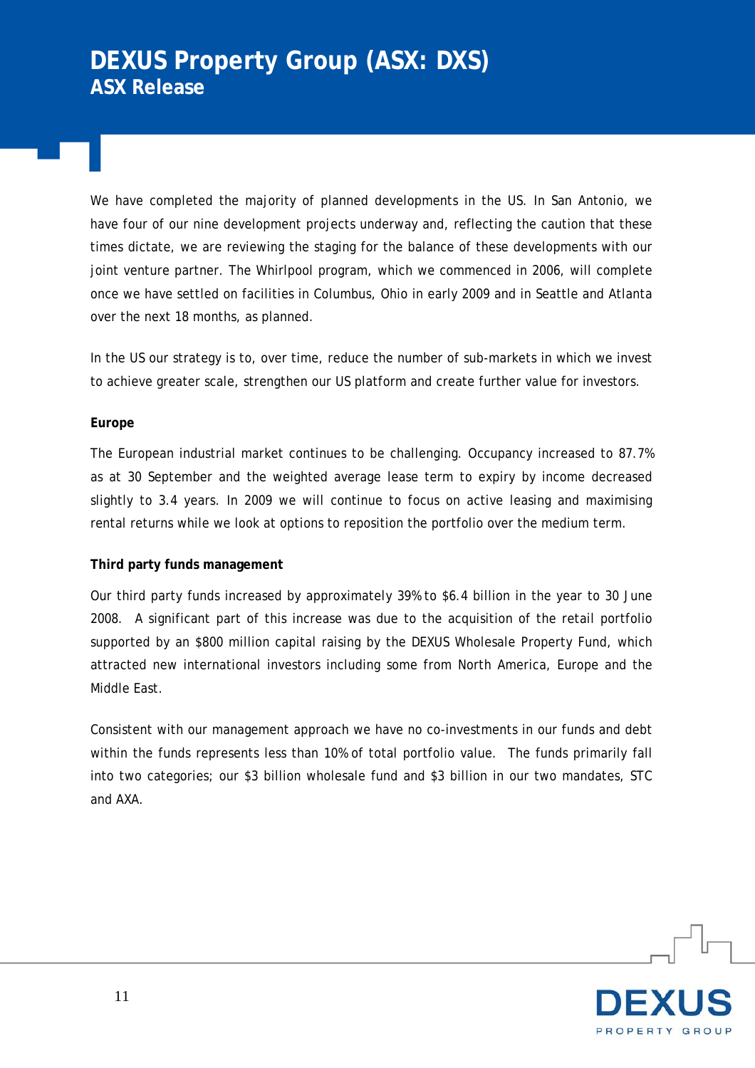We have completed the majority of planned developments in the US. In San Antonio, we have four of our nine development projects underway and, reflecting the caution that these times dictate, we are reviewing the staging for the balance of these developments with our joint venture partner. The Whirlpool program, which we commenced in 2006, will complete once we have settled on facilities in Columbus, Ohio in early 2009 and in Seattle and Atlanta over the next 18 months, as planned.

In the US our strategy is to, over time, reduce the number of sub-markets in which we invest to achieve greater scale, strengthen our US platform and create further value for investors.

**Europe**

The European industrial market continues to be challenging. Occupancy increased to 87.7% as at 30 September and the weighted average lease term to expiry by income decreased slightly to 3.4 years. In 2009 we will continue to focus on active leasing and maximising rental returns while we look at options to reposition the portfolio over the medium term.

**Third party funds management**

Our third party funds increased by approximately 39% to $6.4 billion in the year to 30 June 2008. A significant part of this increase was due to the acquisition of the retail portfolio supported by an $800 million capital raising by the DEXUS Wholesale Property Fund, which attracted new international investors including some from North America, Europe and the Middle East.

Consistent with our management approach we have no co-investments in our funds and debt within the funds represents less than 10% of total portfolio value. The funds primarily fall into two categories; our $3 billion wholesale fund and $3 billion in our two mandates, STC and AXA.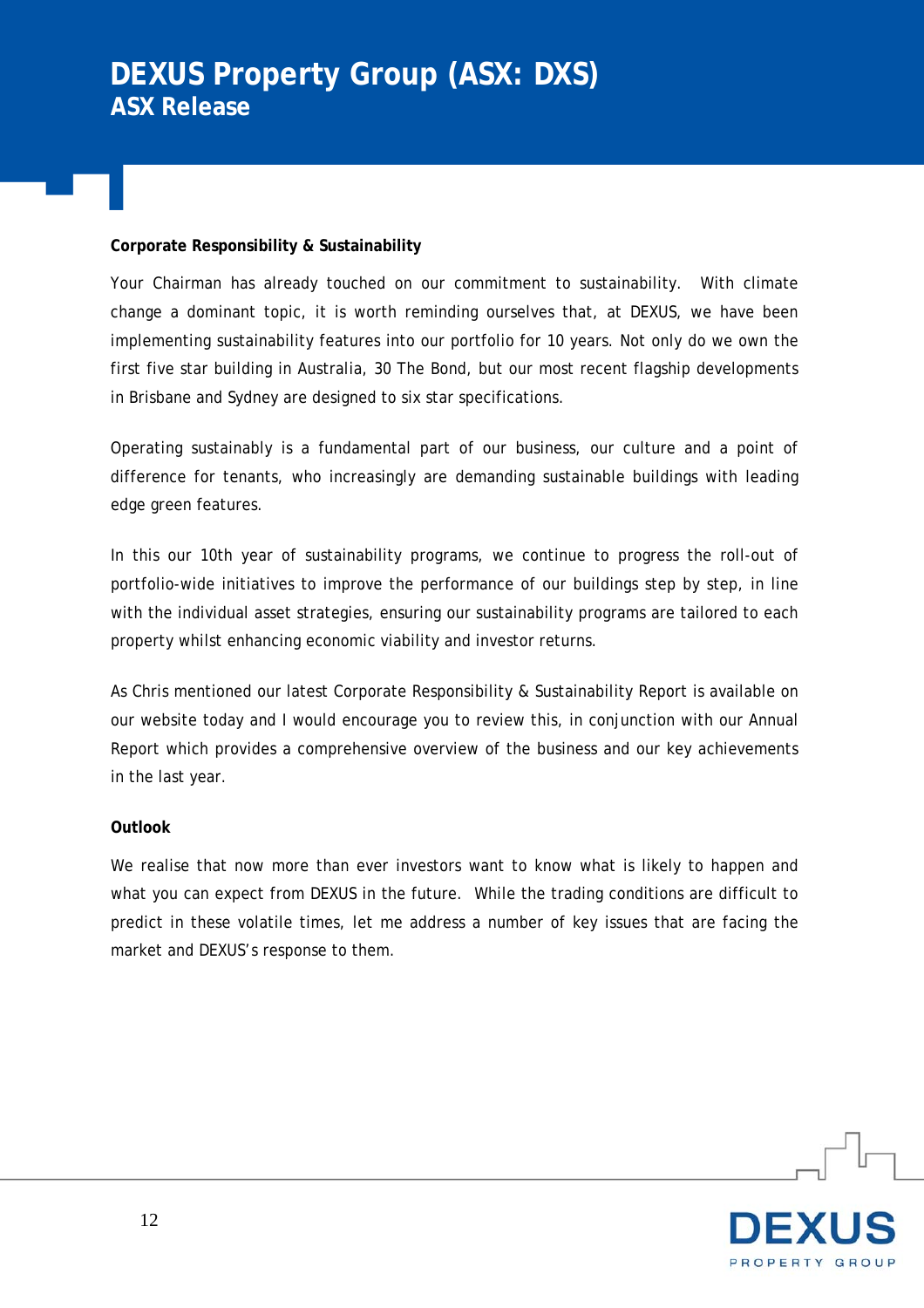**Corporate Responsibility & Sustainability**

Your Chairman has already touched on our commitment to sustainability. With climate change a dominant topic, it is worth reminding ourselves that, at DEXUS, we have been implementing sustainability features into our portfolio for 10 years. Not only do we own the first five star building in Australia, 30 The Bond, but our most recent flagship developments in Brisbane and Sydney are designed to six star specifications.

Operating sustainably is a fundamental part of our business, our culture and a point of difference for tenants, who increasingly are demanding sustainable buildings with leading edge green features.

In this our 10th year of sustainability programs, we continue to progress the roll-out of portfolio-wide initiatives to improve the performance of our buildings step by step, in line with the individual asset strategies, ensuring our sustainability programs are tailored to each property whilst enhancing economic viability and investor returns.

As Chris mentioned our latest Corporate Responsibility & Sustainability Report is available on our website today and I would encourage you to review this, in conjunction with our Annual Report which provides a comprehensive overview of the business and our key achievements in the last year.

**Outlook**

We realise that now more than ever investors want to know what is likely to happen and what you can expect from DEXUS in the future. While the trading conditions are difficult to predict in these volatile times, let me address a number of key issues that are facing the market and DEXUS's response to them.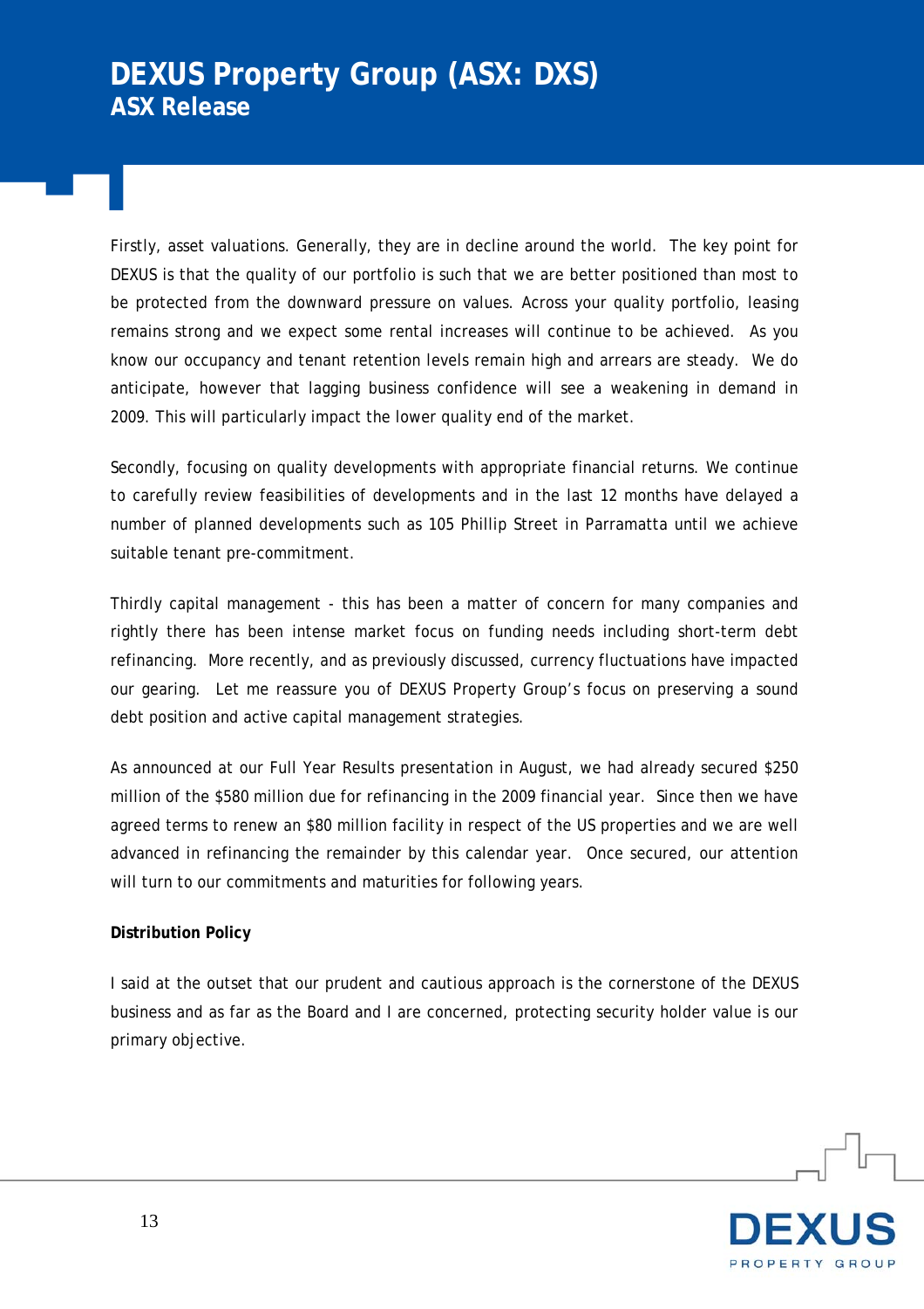Firstly, asset valuations. Generally, they are in decline around the world. The key point for DEXUS is that the quality of our portfolio is such that we are better positioned than most to be protected from the downward pressure on values. Across your quality portfolio, leasing remains strong and we expect some rental increases will continue to be achieved. As you know our occupancy and tenant retention levels remain high and arrears are steady. We do anticipate, however that lagging business confidence will see a weakening in demand in 2009. This will particularly impact the lower quality end of the market.

Secondly, focusing on quality developments with appropriate financial returns. We continue to carefully review feasibilities of developments and in the last 12 months have delayed a number of planned developments such as 105 Phillip Street in Parramatta until we achieve suitable tenant pre-commitment.

Thirdly capital management - this has been a matter of concern for many companies and rightly there has been intense market focus on funding needs including short-term debt refinancing. More recently, and as previously discussed, currency fluctuations have impacted our gearing. Let me reassure you of DEXUS Property Group's focus on preserving a sound debt position and active capital management strategies.

As announced at our Full Year Results presentation in August, we had already secured $250 million of the $580 million due for refinancing in the 2009 financial year. Since then we have agreed terms to renew an $80 million facility in respect of the US properties and we are well advanced in refinancing the remainder by this calendar year. Once secured, our attention will turn to our commitments and maturities for following years.

**Distribution Policy**

I said at the outset that our prudent and cautious approach is the cornerstone of the DEXUS business and as far as the Board and I are concerned, protecting security holder value is our primary objective.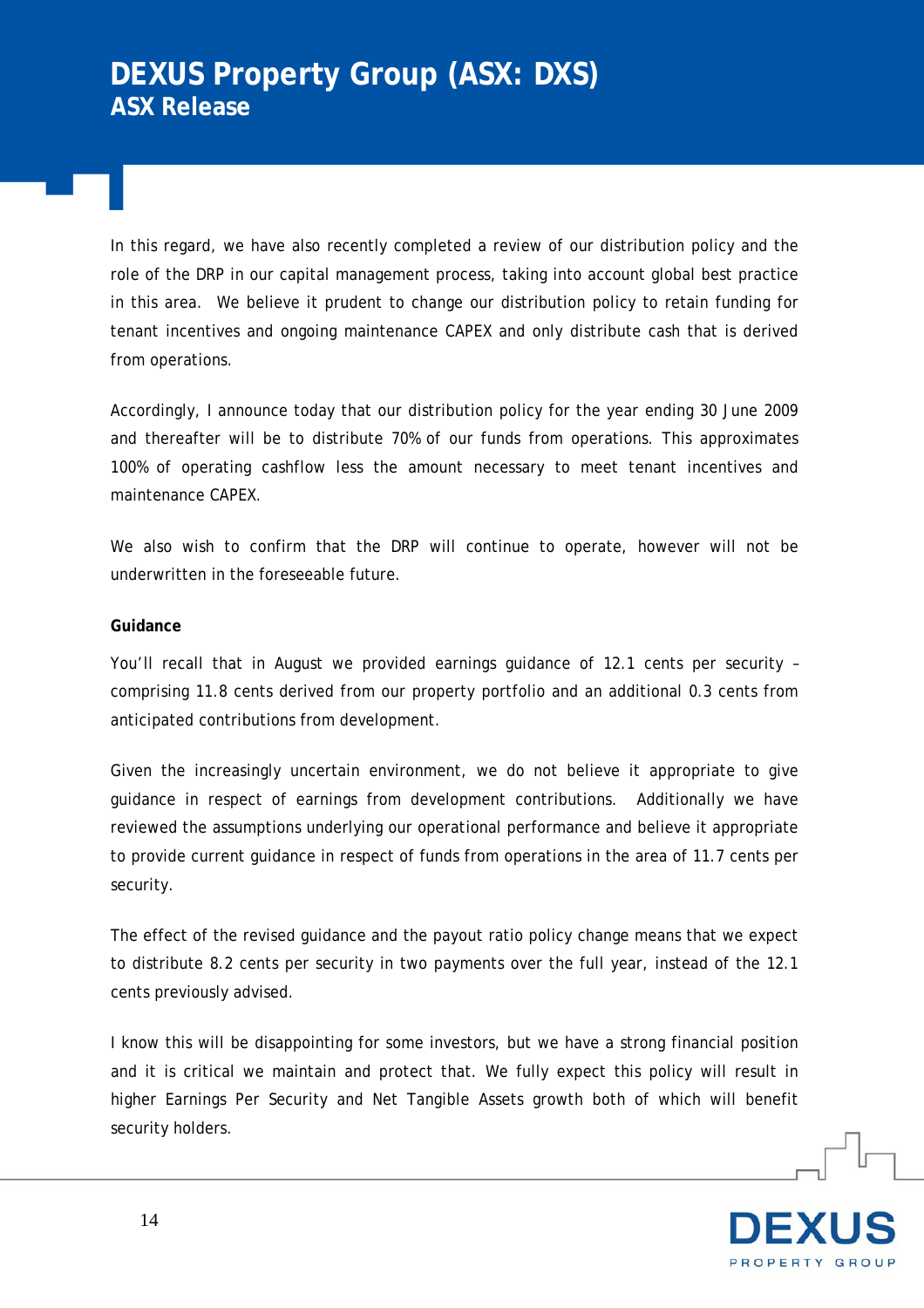In this regard, we have also recently completed a review of our distribution policy and the role of the DRP in our capital management process, taking into account global best practice in this area. We believe it prudent to change our distribution policy to retain funding for tenant incentives and ongoing maintenance CAPEX and only distribute cash that is derived from operations.

Accordingly, I announce today that our distribution policy for the year ending 30 June 2009 and thereafter will be to distribute 70% of our funds from operations. This approximates 100% of operating cashflow less the amount necessary to meet tenant incentives and maintenance CAPEX.

We also wish to confirm that the DRP will continue to operate, however will not be underwritten in the foreseeable future.

**Guidance**

You'll recall that in August we provided earnings guidance of 12.1 cents per security – comprising 11.8 cents derived from our property portfolio and an additional 0.3 cents from anticipated contributions from development.

Given the increasingly uncertain environment, we do not believe it appropriate to give guidance in respect of earnings from development contributions. Additionally we have reviewed the assumptions underlying our operational performance and believe it appropriate to provide current guidance in respect of funds from operations in the area of 11.7 cents per security.

The effect of the revised guidance and the payout ratio policy change means that we expect to distribute 8.2 cents per security in two payments over the full year, instead of the 12.1 cents previously advised.

I know this will be disappointing for some investors, but we have a strong financial position and it is critical we maintain and protect that. We fully expect this policy will result in higher Earnings Per Security and Net Tangible Assets growth both of which will benefit security holders.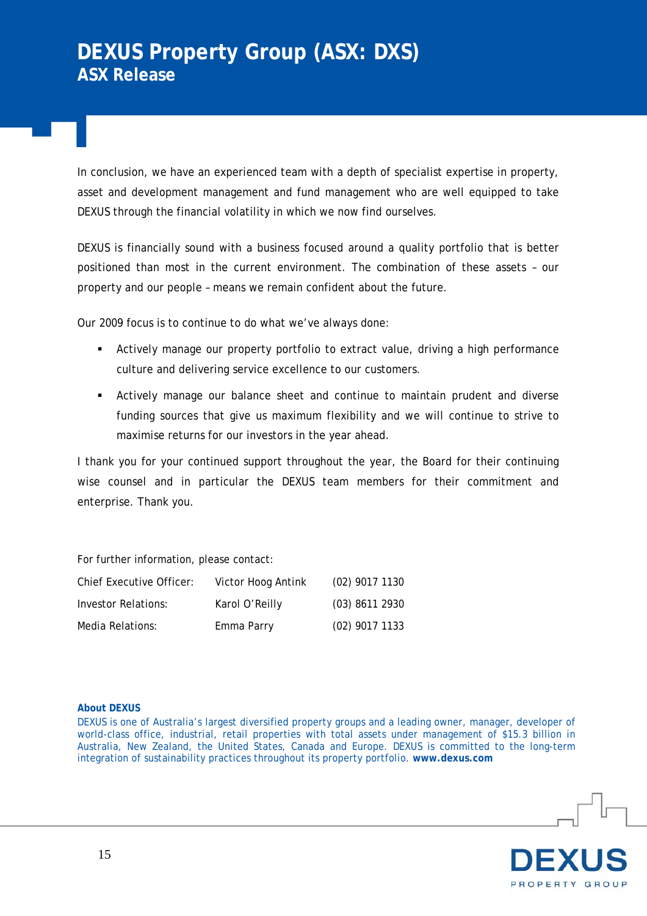In conclusion, we have an experienced team with a depth of specialist expertise in property, asset and development management and fund management who are well equipped to take DEXUS through the financial volatility in which we now find ourselves.

DEXUS is financially sound with a business focused around a quality portfolio that is better positioned than most in the current environment. The combination of these assets – our property and our people – means we remain confident about the future.

Our 2009 focus is to continue to do what we've always done:

- Actively manage our property portfolio to extract value, driving a high performance culture and delivering service excellence to our customers.
- Actively manage our balance sheet and continue to maintain prudent and diverse funding sources that give us maximum flexibility and we will continue to strive to maximise returns for our investors in the year ahead.

I thank you for your continued support throughout the year, the Board for their continuing wise counsel and in particular the DEXUS team members for their commitment and enterprise. Thank you.

For further information, please contact:

| | | |
|---|---|---|
| Chief Executive Officer: | Victor Hoog Antink | (02) 9017 1130 |
| Investor Relations: | Karol O'Reilly | (03) 8611 2930 |
| Media Relations: | Emma Parry | (02) 9017 1133 |

**About DEXUS**

DEXUS is one of Australia's largest diversified property groups and a leading owner, manager, developer of world-class office, industrial, retail properties with total assets under management of $15.3 billion in Australia, New Zealand, the United States, Canada and Europe. DEXUS is committed to the long-term integration of sustainability practices throughout its property portfolio. **www.dexus.com**